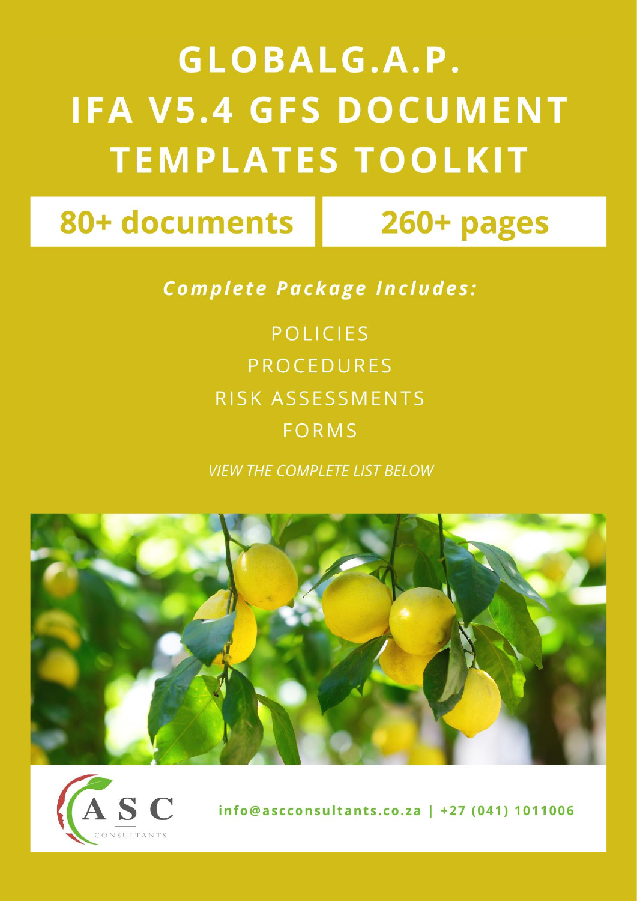# GLOBALG.A.P. IFA V5.4 GFS DOCUMENT TEMPLATES TOOLKIT

**80+ documents** | **260+ pages**

***Complete Package Includes:***

POLICIES

PROCEDURES

RISK ASSESSMENTS

FORMS

*VIEW THE COMPLETE LIST BELOW*

ASC CONSULTANTS

**info@ascconsultants.co.za | +27 (041) 1011006**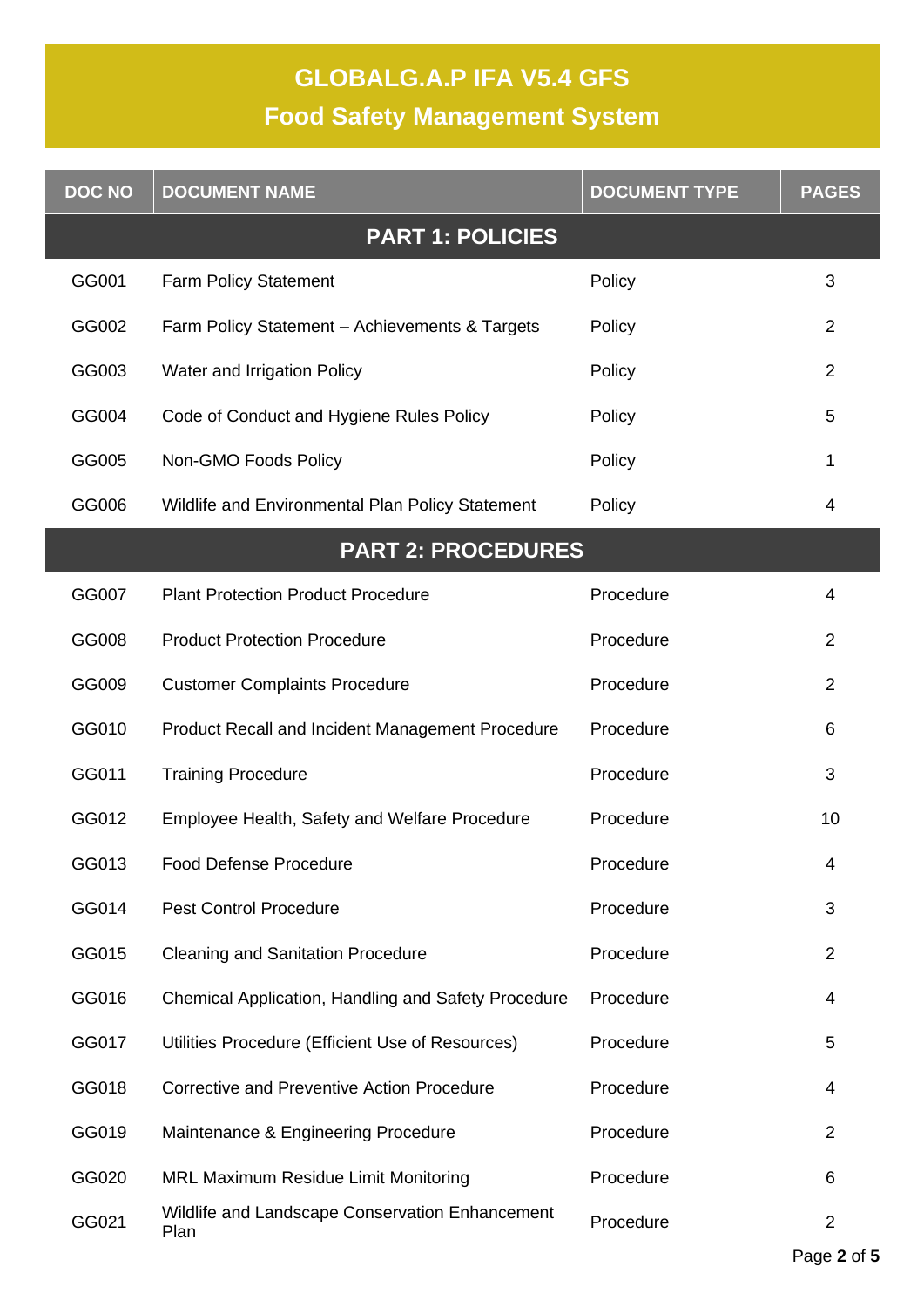# GLOBALG.A.P IFA V5.4 GFS

## Food Safety Management System

| DOC NO | DOCUMENT NAME | DOCUMENT TYPE | PAGES |
|---|---|---|---|
| **PART 1: POLICIES** | | | |
| GG001 | Farm Policy Statement | Policy | 3 |
| GG002 | Farm Policy Statement – Achievements & Targets | Policy | 2 |
| GG003 | Water and Irrigation Policy | Policy | 2 |
| GG004 | Code of Conduct and Hygiene Rules Policy | Policy | 5 |
| GG005 | Non-GMO Foods Policy | Policy | 1 |
| GG006 | Wildlife and Environmental Plan Policy Statement | Policy | 4 |
| **PART 2: PROCEDURES** | | | |
| GG007 | Plant Protection Product Procedure | Procedure | 4 |
| GG008 | Product Protection Procedure | Procedure | 2 |
| GG009 | Customer Complaints Procedure | Procedure | 2 |
| GG010 | Product Recall and Incident Management Procedure | Procedure | 6 |
| GG011 | Training Procedure | Procedure | 3 |
| GG012 | Employee Health, Safety and Welfare Procedure | Procedure | 10 |
| GG013 | Food Defense Procedure | Procedure | 4 |
| GG014 | Pest Control Procedure | Procedure | 3 |
| GG015 | Cleaning and Sanitation Procedure | Procedure | 2 |
| GG016 | Chemical Application, Handling and Safety Procedure | Procedure | 4 |
| GG017 | Utilities Procedure (Efficient Use of Resources) | Procedure | 5 |
| GG018 | Corrective and Preventive Action Procedure | Procedure | 4 |
| GG019 | Maintenance & Engineering Procedure | Procedure | 2 |
| GG020 | MRL Maximum Residue Limit Monitoring | Procedure | 6 |
| GG021 | Wildlife and Landscape Conservation Enhancement Plan | Procedure | 2 |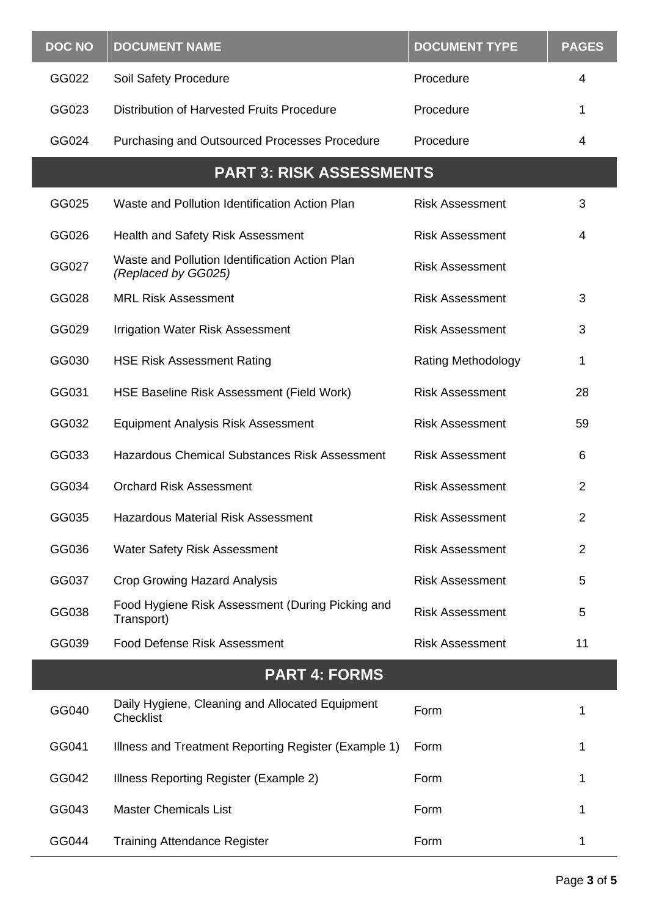| DOC NO | DOCUMENT NAME | DOCUMENT TYPE | PAGES |
|---|---|---|---|
| GG022 | Soil Safety Procedure | Procedure | 4 |
| GG023 | Distribution of Harvested Fruits Procedure | Procedure | 1 |
| GG024 | Purchasing and Outsourced Processes Procedure | Procedure | 4 |
| **PART 3: RISK ASSESSMENTS** | | | |
| GG025 | Waste and Pollution Identification Action Plan | Risk Assessment | 3 |
| GG026 | Health and Safety Risk Assessment | Risk Assessment | 4 |
| GG027 | Waste and Pollution Identification Action Plan *(Replaced by GG025)* | Risk Assessment | |
| GG028 | MRL Risk Assessment | Risk Assessment | 3 |
| GG029 | Irrigation Water Risk Assessment | Risk Assessment | 3 |
| GG030 | HSE Risk Assessment Rating | Rating Methodology | 1 |
| GG031 | HSE Baseline Risk Assessment (Field Work) | Risk Assessment | 28 |
| GG032 | Equipment Analysis Risk Assessment | Risk Assessment | 59 |
| GG033 | Hazardous Chemical Substances Risk Assessment | Risk Assessment | 6 |
| GG034 | Orchard Risk Assessment | Risk Assessment | 2 |
| GG035 | Hazardous Material Risk Assessment | Risk Assessment | 2 |
| GG036 | Water Safety Risk Assessment | Risk Assessment | 2 |
| GG037 | Crop Growing Hazard Analysis | Risk Assessment | 5 |
| GG038 | Food Hygiene Risk Assessment (During Picking and Transport) | Risk Assessment | 5 |
| GG039 | Food Defense Risk Assessment | Risk Assessment | 11 |
| **PART 4: FORMS** | | | |
| GG040 | Daily Hygiene, Cleaning and Allocated Equipment Checklist | Form | 1 |
| GG041 | Illness and Treatment Reporting Register (Example 1) | Form | 1 |
| GG042 | Illness Reporting Register (Example 2) | Form | 1 |
| GG043 | Master Chemicals List | Form | 1 |
| GG044 | Training Attendance Register | Form | 1 |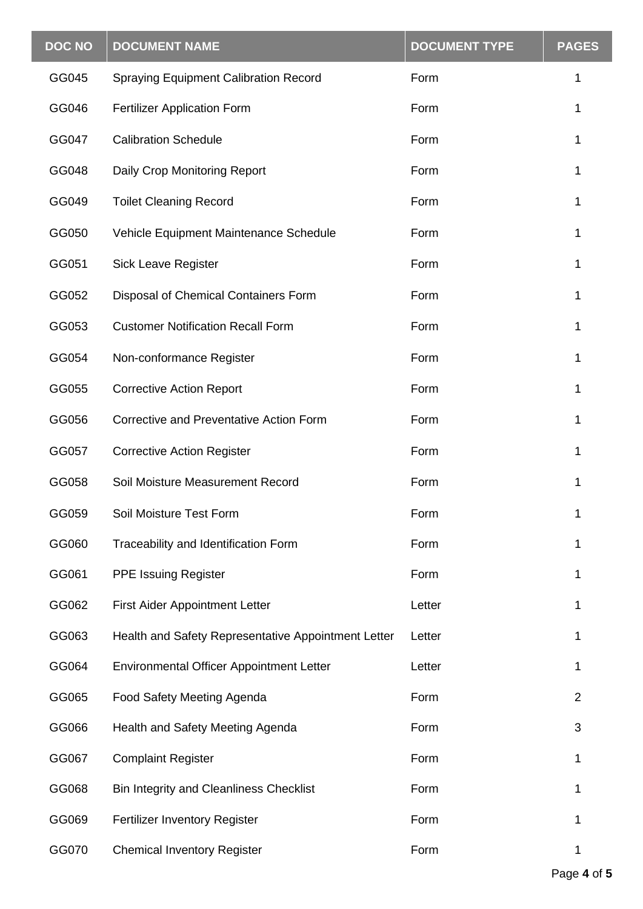| DOC NO | DOCUMENT NAME | DOCUMENT TYPE | PAGES |
| --- | --- | --- | --- |
| GG045 | Spraying Equipment Calibration Record | Form | 1 |
| GG046 | Fertilizer Application Form | Form | 1 |
| GG047 | Calibration Schedule | Form | 1 |
| GG048 | Daily Crop Monitoring Report | Form | 1 |
| GG049 | Toilet Cleaning Record | Form | 1 |
| GG050 | Vehicle Equipment Maintenance Schedule | Form | 1 |
| GG051 | Sick Leave Register | Form | 1 |
| GG052 | Disposal of Chemical Containers Form | Form | 1 |
| GG053 | Customer Notification Recall Form | Form | 1 |
| GG054 | Non-conformance Register | Form | 1 |
| GG055 | Corrective Action Report | Form | 1 |
| GG056 | Corrective and Preventative Action Form | Form | 1 |
| GG057 | Corrective Action Register | Form | 1 |
| GG058 | Soil Moisture Measurement Record | Form | 1 |
| GG059 | Soil Moisture Test Form | Form | 1 |
| GG060 | Traceability and Identification Form | Form | 1 |
| GG061 | PPE Issuing Register | Form | 1 |
| GG062 | First Aider Appointment Letter | Letter | 1 |
| GG063 | Health and Safety Representative Appointment Letter | Letter | 1 |
| GG064 | Environmental Officer Appointment Letter | Letter | 1 |
| GG065 | Food Safety Meeting Agenda | Form | 2 |
| GG066 | Health and Safety Meeting Agenda | Form | 3 |
| GG067 | Complaint Register | Form | 1 |
| GG068 | Bin Integrity and Cleanliness Checklist | Form | 1 |
| GG069 | Fertilizer Inventory Register | Form | 1 |
| GG070 | Chemical Inventory Register | Form | 1 |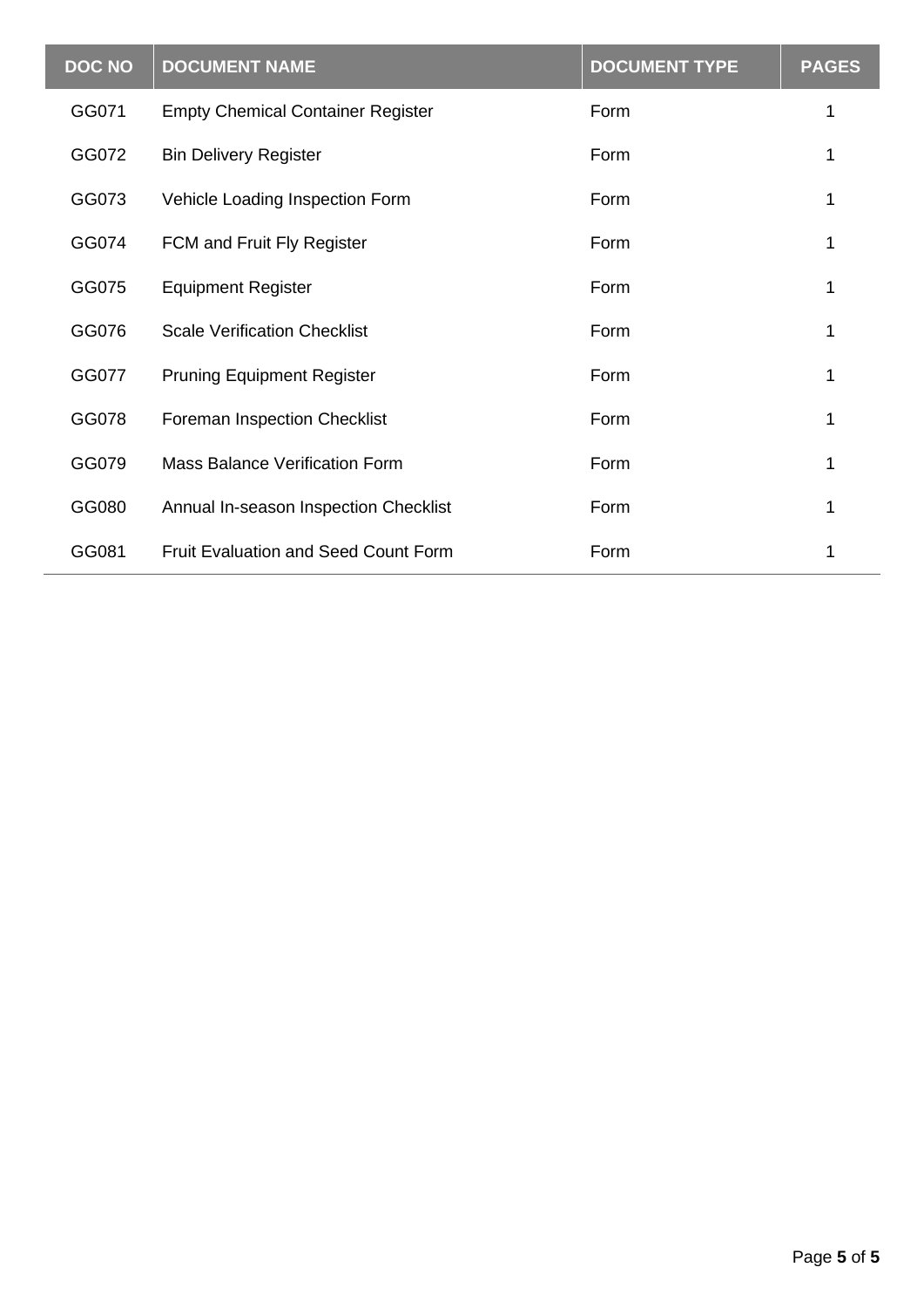| DOC NO | DOCUMENT NAME | DOCUMENT TYPE | PAGES |
|---|---|---|---|
| GG071 | Empty Chemical Container Register | Form | 1 |
| GG072 | Bin Delivery Register | Form | 1 |
| GG073 | Vehicle Loading Inspection Form | Form | 1 |
| GG074 | FCM and Fruit Fly Register | Form | 1 |
| GG075 | Equipment Register | Form | 1 |
| GG076 | Scale Verification Checklist | Form | 1 |
| GG077 | Pruning Equipment Register | Form | 1 |
| GG078 | Foreman Inspection Checklist | Form | 1 |
| GG079 | Mass Balance Verification Form | Form | 1 |
| GG080 | Annual In-season Inspection Checklist | Form | 1 |
| GG081 | Fruit Evaluation and Seed Count Form | Form | 1 |